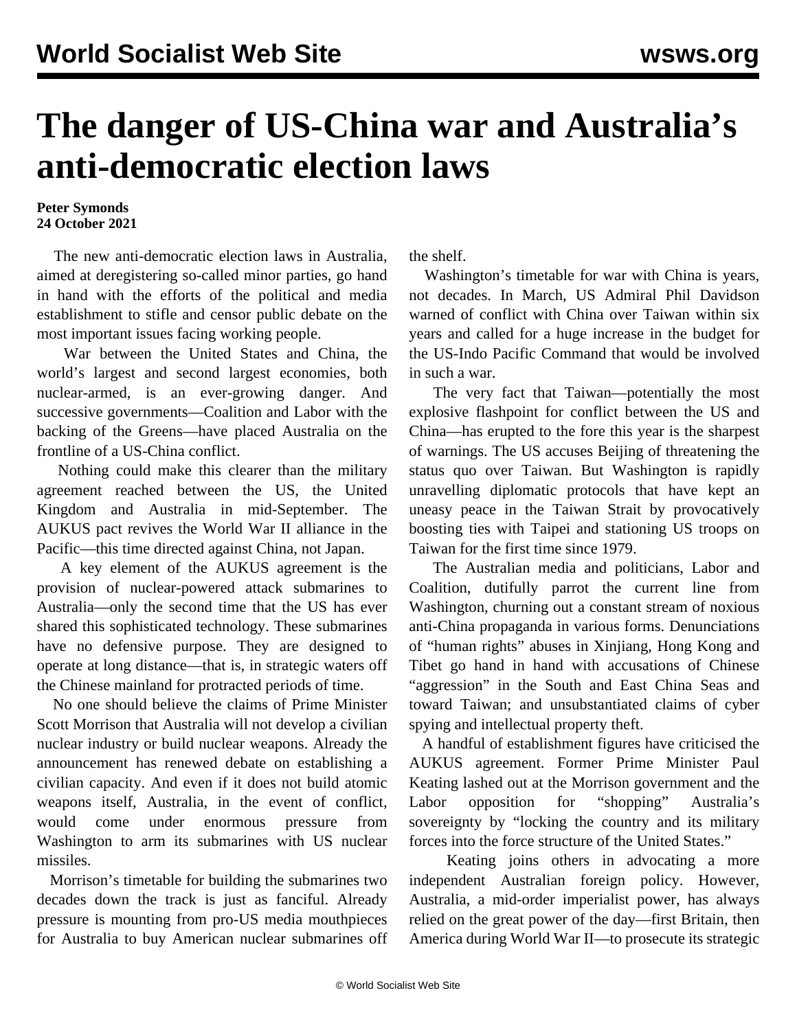# The danger of US-China war and Australia's anti-democratic election laws

**Peter Symonds**
**24 October 2021**

The new anti-democratic election laws in Australia, aimed at deregistering so-called minor parties, go hand in hand with the efforts of the political and media establishment to stifle and censor public debate on the most important issues facing working people.

War between the United States and China, the world's largest and second largest economies, both nuclear-armed, is an ever-growing danger. And successive governments—Coalition and Labor with the backing of the Greens—have placed Australia on the frontline of a US-China conflict.

Nothing could make this clearer than the military agreement reached between the US, the United Kingdom and Australia in mid-September. The AUKUS pact revives the World War II alliance in the Pacific—this time directed against China, not Japan.

A key element of the AUKUS agreement is the provision of nuclear-powered attack submarines to Australia—only the second time that the US has ever shared this sophisticated technology. These submarines have no defensive purpose. They are designed to operate at long distance—that is, in strategic waters off the Chinese mainland for protracted periods of time.

No one should believe the claims of Prime Minister Scott Morrison that Australia will not develop a civilian nuclear industry or build nuclear weapons. Already the announcement has renewed debate on establishing a civilian capacity. And even if it does not build atomic weapons itself, Australia, in the event of conflict, would come under enormous pressure from Washington to arm its submarines with US nuclear missiles.

Morrison's timetable for building the submarines two decades down the track is just as fanciful. Already pressure is mounting from pro-US media mouthpieces for Australia to buy American nuclear submarines off the shelf.

Washington's timetable for war with China is years, not decades. In March, US Admiral Phil Davidson warned of conflict with China over Taiwan within six years and called for a huge increase in the budget for the US-Indo Pacific Command that would be involved in such a war.

The very fact that Taiwan—potentially the most explosive flashpoint for conflict between the US and China—has erupted to the fore this year is the sharpest of warnings. The US accuses Beijing of threatening the status quo over Taiwan. But Washington is rapidly unravelling diplomatic protocols that have kept an uneasy peace in the Taiwan Strait by provocatively boosting ties with Taipei and stationing US troops on Taiwan for the first time since 1979.

The Australian media and politicians, Labor and Coalition, dutifully parrot the current line from Washington, churning out a constant stream of noxious anti-China propaganda in various forms. Denunciations of "human rights" abuses in Xinjiang, Hong Kong and Tibet go hand in hand with accusations of Chinese "aggression" in the South and East China Seas and toward Taiwan; and unsubstantiated claims of cyber spying and intellectual property theft.

A handful of establishment figures have criticised the AUKUS agreement. Former Prime Minister Paul Keating lashed out at the Morrison government and the Labor opposition for "shopping" Australia's sovereignty by "locking the country and its military forces into the force structure of the United States."

Keating joins others in advocating a more independent Australian foreign policy. However, Australia, a mid-order imperialist power, has always relied on the great power of the day—first Britain, then America during World War II—to prosecute its strategic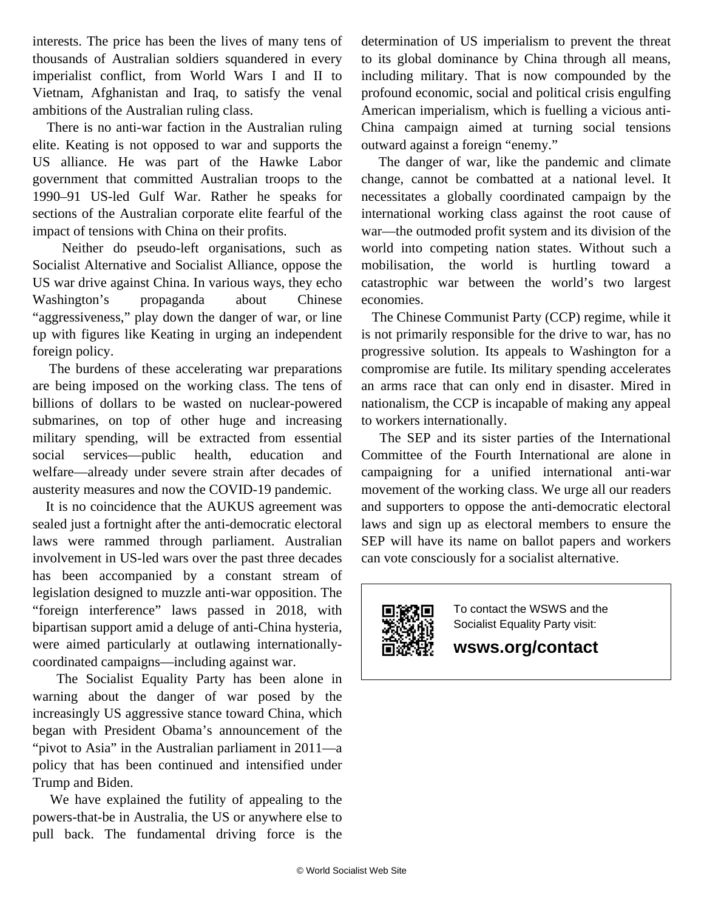interests. The price has been the lives of many tens of thousands of Australian soldiers squandered in every imperialist conflict, from World Wars I and II to Vietnam, Afghanistan and Iraq, to satisfy the venal ambitions of the Australian ruling class.

There is no anti-war faction in the Australian ruling elite. Keating is not opposed to war and supports the US alliance. He was part of the Hawke Labor government that committed Australian troops to the 1990–91 US-led Gulf War. Rather he speaks for sections of the Australian corporate elite fearful of the impact of tensions with China on their profits.

Neither do pseudo-left organisations, such as Socialist Alternative and Socialist Alliance, oppose the US war drive against China. In various ways, they echo Washington's propaganda about Chinese "aggressiveness," play down the danger of war, or line up with figures like Keating in urging an independent foreign policy.

The burdens of these accelerating war preparations are being imposed on the working class. The tens of billions of dollars to be wasted on nuclear-powered submarines, on top of other huge and increasing military spending, will be extracted from essential social services—public health, education and welfare—already under severe strain after decades of austerity measures and now the COVID-19 pandemic.

It is no coincidence that the AUKUS agreement was sealed just a fortnight after the anti-democratic electoral laws were rammed through parliament. Australian involvement in US-led wars over the past three decades has been accompanied by a constant stream of legislation designed to muzzle anti-war opposition. The "foreign interference" laws passed in 2018, with bipartisan support amid a deluge of anti-China hysteria, were aimed particularly at outlawing internationally-coordinated campaigns—including against war.

The Socialist Equality Party has been alone in warning about the danger of war posed by the increasingly US aggressive stance toward China, which began with President Obama's announcement of the "pivot to Asia" in the Australian parliament in 2011—a policy that has been continued and intensified under Trump and Biden.

We have explained the futility of appealing to the powers-that-be in Australia, the US or anywhere else to pull back. The fundamental driving force is the determination of US imperialism to prevent the threat to its global dominance by China through all means, including military. That is now compounded by the profound economic, social and political crisis engulfing American imperialism, which is fuelling a vicious anti-China campaign aimed at turning social tensions outward against a foreign "enemy."

The danger of war, like the pandemic and climate change, cannot be combatted at a national level. It necessitates a globally coordinated campaign by the international working class against the root cause of war—the outmoded profit system and its division of the world into competing nation states. Without such a mobilisation, the world is hurtling toward a catastrophic war between the world's two largest economies.

The Chinese Communist Party (CCP) regime, while it is not primarily responsible for the drive to war, has no progressive solution. Its appeals to Washington for a compromise are futile. Its military spending accelerates an arms race that can only end in disaster. Mired in nationalism, the CCP is incapable of making any appeal to workers internationally.

The SEP and its sister parties of the International Committee of the Fourth International are alone in campaigning for a unified international anti-war movement of the working class. We urge all our readers and supporters to oppose the anti-democratic electoral laws and sign up as electoral members to ensure the SEP will have its name on ballot papers and workers can vote consciously for a socialist alternative.

To contact the WSWS and the Socialist Equality Party visit:

**wsws.org/contact**